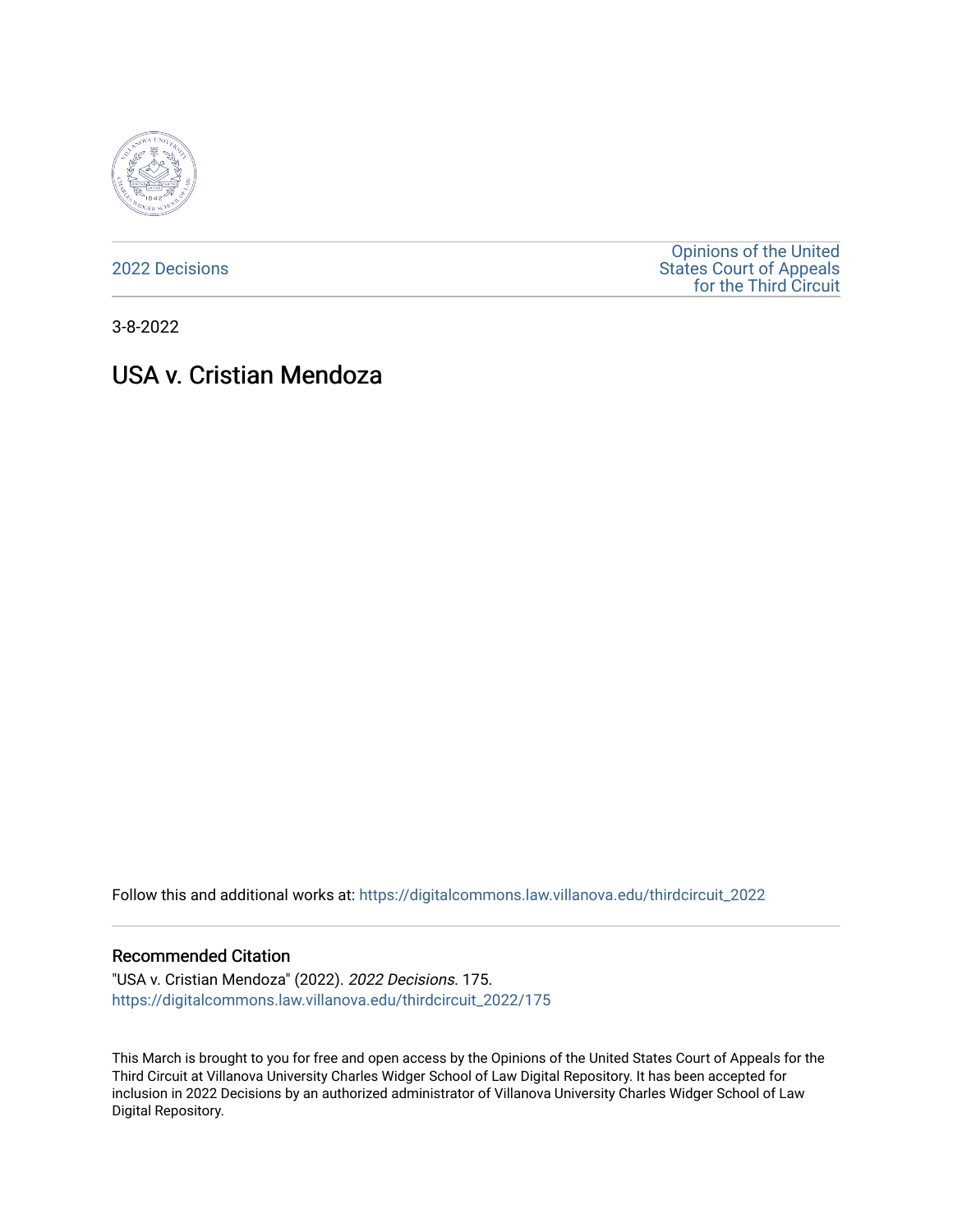2022 Decisions

Opinions of the United States Court of Appeals for the Third Circuit

3-8-2022

# USA v. Cristian Mendoza

Follow this and additional works at: https://digitalcommons.law.villanova.edu/thirdcircuit_2022

### Recommended Citation

"USA v. Cristian Mendoza" (2022). *2022 Decisions*. 175.
https://digitalcommons.law.villanova.edu/thirdcircuit_2022/175

This March is brought to you for free and open access by the Opinions of the United States Court of Appeals for the Third Circuit at Villanova University Charles Widger School of Law Digital Repository. It has been accepted for inclusion in 2022 Decisions by an authorized administrator of Villanova University Charles Widger School of Law Digital Repository.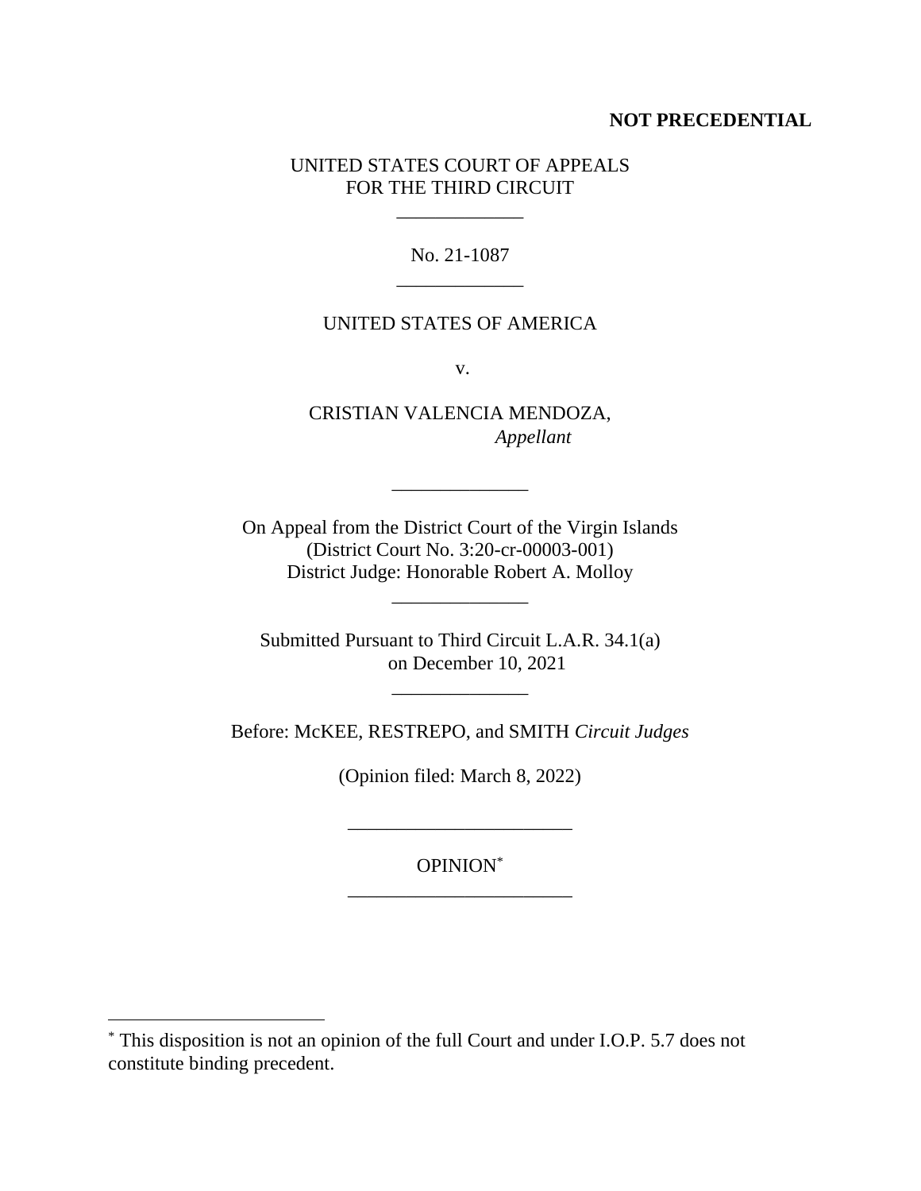**NOT PRECEDENTIAL**

UNITED STATES COURT OF APPEALS
FOR THE THIRD CIRCUIT

\_\_\_\_\_\_\_\_\_\_\_\_\_

No. 21-1087

\_\_\_\_\_\_\_\_\_\_\_\_\_

UNITED STATES OF AMERICA

v.

CRISTIAN VALENCIA MENDOZA,
*Appellant*

\_\_\_\_\_\_\_\_\_\_\_\_\_\_

On Appeal from the District Court of the Virgin Islands
(District Court No. 3:20-cr-00003-001)
District Judge: Honorable Robert A. Molloy

\_\_\_\_\_\_\_\_\_\_\_\_\_\_

Submitted Pursuant to Third Circuit L.A.R. 34.1(a)
on December 10, 2021

\_\_\_\_\_\_\_\_\_\_\_\_\_\_

Before: McKEE, RESTREPO, and SMITH *Circuit Judges*

(Opinion filed: March 8, 2022)

\_\_\_\_\_\_\_\_\_\_\_\_\_\_\_\_\_\_\_\_\_\_\_

OPINION[*]

\_\_\_\_\_\_\_\_\_\_\_\_\_\_\_\_\_\_\_\_\_\_\_

[*] This disposition is not an opinion of the full Court and under I.O.P. 5.7 does not constitute binding precedent.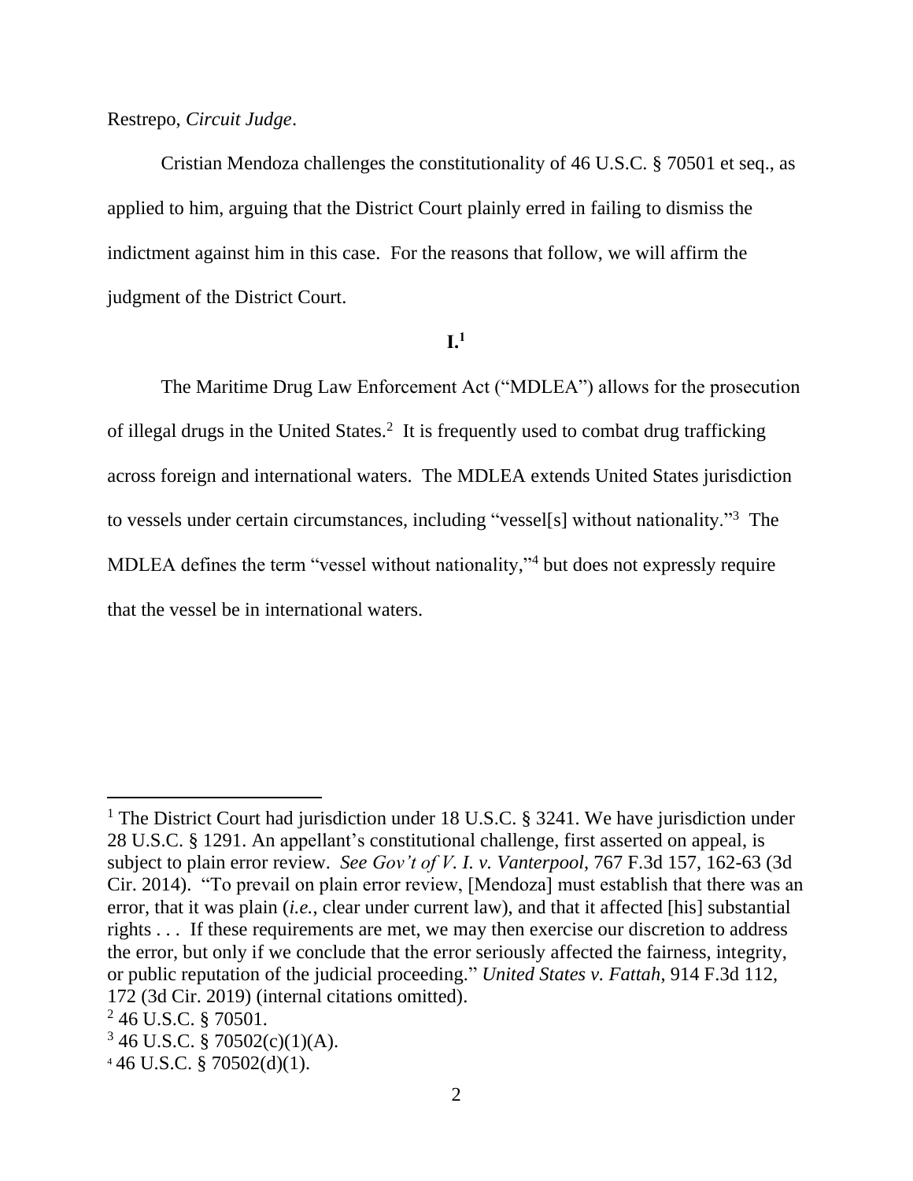Restrepo, *Circuit Judge*.

Cristian Mendoza challenges the constitutionality of 46 U.S.C. § 70501 et seq., as applied to him, arguing that the District Court plainly erred in failing to dismiss the indictment against him in this case. For the reasons that follow, we will affirm the judgment of the District Court.

**I.**[1]

The Maritime Drug Law Enforcement Act ("MDLEA") allows for the prosecution of illegal drugs in the United States.[2] It is frequently used to combat drug trafficking across foreign and international waters. The MDLEA extends United States jurisdiction to vessels under certain circumstances, including "vessel[s] without nationality."[3] The MDLEA defines the term "vessel without nationality,"[4] but does not expressly require that the vessel be in international waters.

---

[1] The District Court had jurisdiction under 18 U.S.C. § 3241. We have jurisdiction under 28 U.S.C. § 1291. An appellant's constitutional challenge, first asserted on appeal, is subject to plain error review. *See Gov't of V. I. v. Vanterpool*, 767 F.3d 157, 162-63 (3d Cir. 2014). "To prevail on plain error review, [Mendoza] must establish that there was an error, that it was plain (*i.e.*, clear under current law), and that it affected [his] substantial rights . . . If these requirements are met, we may then exercise our discretion to address the error, but only if we conclude that the error seriously affected the fairness, integrity, or public reputation of the judicial proceeding." *United States v. Fattah*, 914 F.3d 112, 172 (3d Cir. 2019) (internal citations omitted).

[2] 46 U.S.C. § 70501.

[3] 46 U.S.C. § 70502(c)(1)(A).

[4] 46 U.S.C. § 70502(d)(1).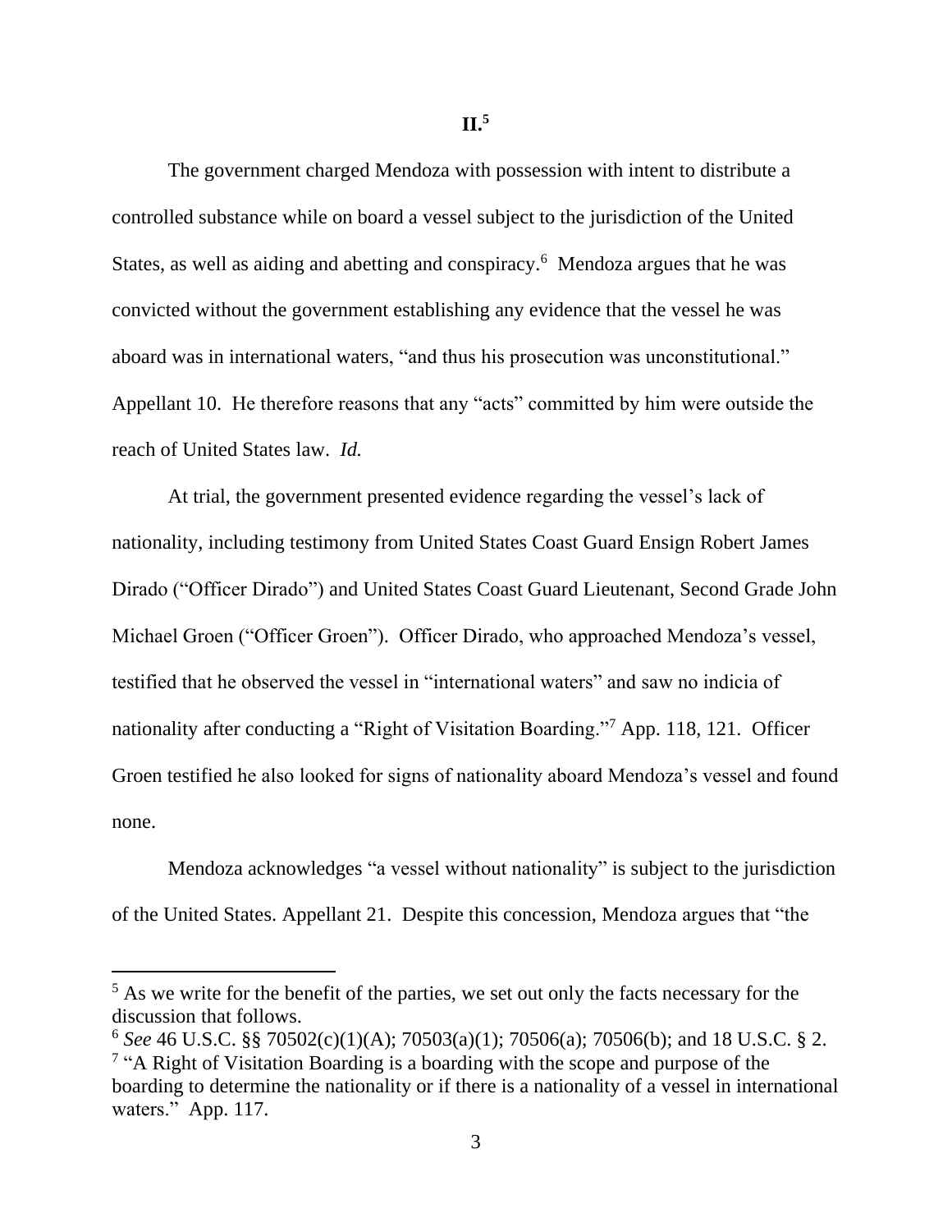## II.[5]

The government charged Mendoza with possession with intent to distribute a controlled substance while on board a vessel subject to the jurisdiction of the United States, as well as aiding and abetting and conspiracy.[6] Mendoza argues that he was convicted without the government establishing any evidence that the vessel he was aboard was in international waters, "and thus his prosecution was unconstitutional." Appellant 10. He therefore reasons that any "acts" committed by him were outside the reach of United States law. *Id.*

At trial, the government presented evidence regarding the vessel's lack of nationality, including testimony from United States Coast Guard Ensign Robert James Dirado ("Officer Dirado") and United States Coast Guard Lieutenant, Second Grade John Michael Groen ("Officer Groen"). Officer Dirado, who approached Mendoza's vessel, testified that he observed the vessel in "international waters" and saw no indicia of nationality after conducting a "Right of Visitation Boarding."[7] App. 118, 121. Officer Groen testified he also looked for signs of nationality aboard Mendoza's vessel and found none.

Mendoza acknowledges "a vessel without nationality" is subject to the jurisdiction of the United States. Appellant 21. Despite this concession, Mendoza argues that "the

---

[5] As we write for the benefit of the parties, we set out only the facts necessary for the discussion that follows.

[6] *See* 46 U.S.C. §§ 70502(c)(1)(A); 70503(a)(1); 70506(a); 70506(b); and 18 U.S.C. § 2.

[7] "A Right of Visitation Boarding is a boarding with the scope and purpose of the boarding to determine the nationality or if there is a nationality of a vessel in international waters." App. 117.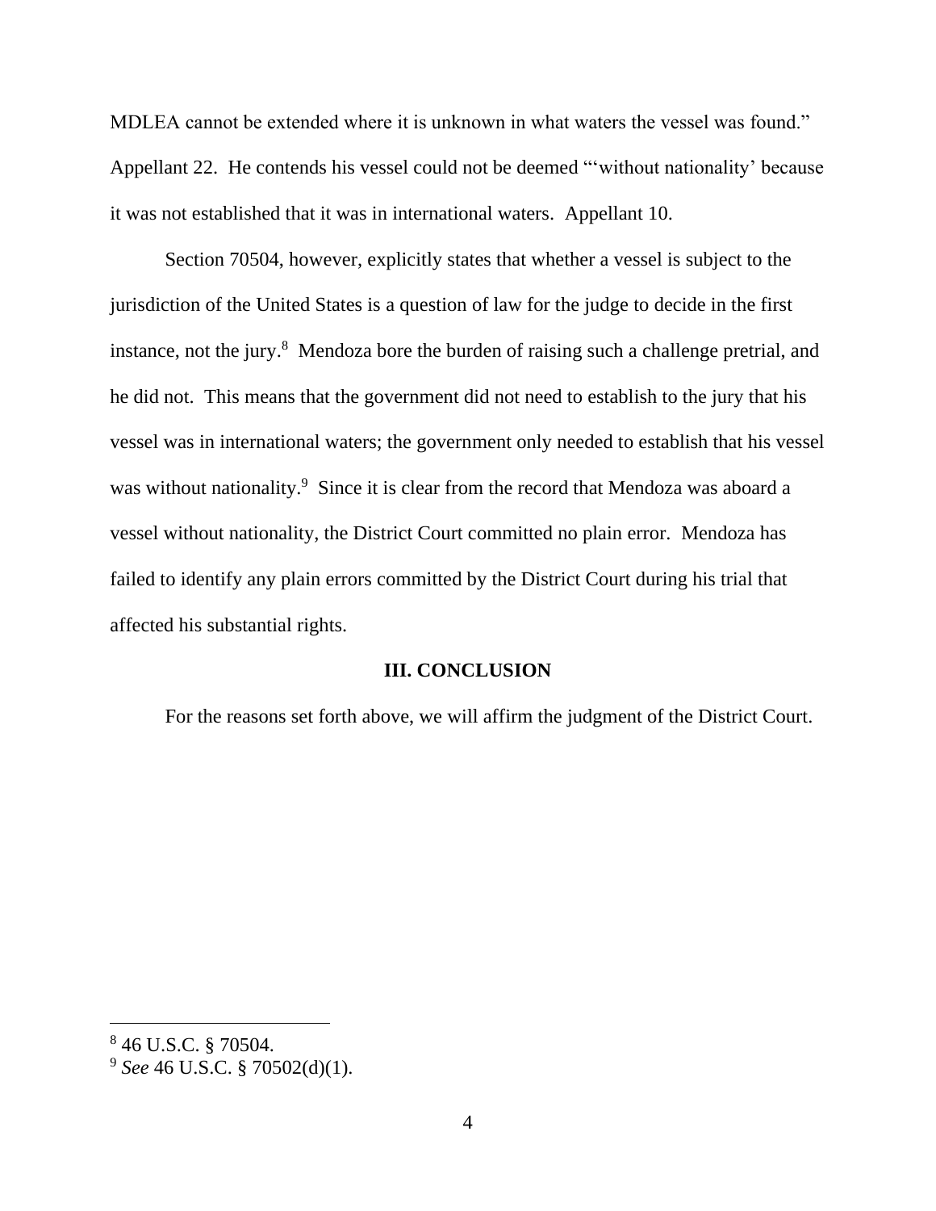MDLEA cannot be extended where it is unknown in what waters the vessel was found." Appellant 22. He contends his vessel could not be deemed "'without nationality' because it was not established that it was in international waters. Appellant 10.

Section 70504, however, explicitly states that whether a vessel is subject to the jurisdiction of the United States is a question of law for the judge to decide in the first instance, not the jury.[8] Mendoza bore the burden of raising such a challenge pretrial, and he did not. This means that the government did not need to establish to the jury that his vessel was in international waters; the government only needed to establish that his vessel was without nationality.[9] Since it is clear from the record that Mendoza was aboard a vessel without nationality, the District Court committed no plain error. Mendoza has failed to identify any plain errors committed by the District Court during his trial that affected his substantial rights.

## III. CONCLUSION

For the reasons set forth above, we will affirm the judgment of the District Court.

---

[8] 46 U.S.C. § 70504.

[9] *See* 46 U.S.C. § 70502(d)(1).